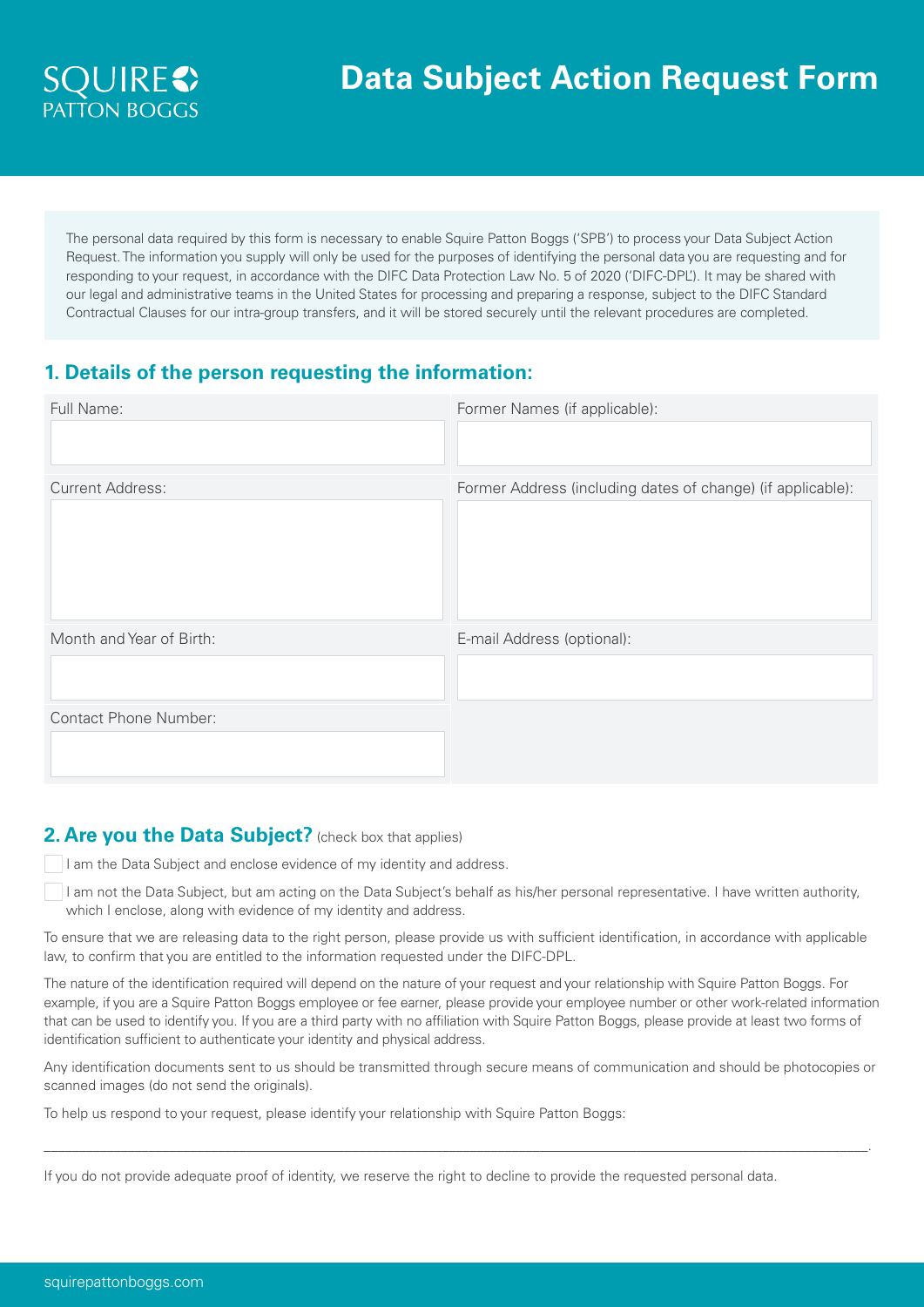SQUIRE PATTON BOGGS

# Data Subject Action Request Form

The personal data required by this form is necessary to enable Squire Patton Boggs ('SPB') to process your Data Subject Action Request. The information you supply will only be used for the purposes of identifying the personal data you are requesting and for responding to your request, in accordance with the DIFC Data Protection Law No. 5 of 2020 ('DIFC-DPL'). It may be shared with our legal and administrative teams in the United States for processing and preparing a response, subject to the DIFC Standard Contractual Clauses for our intra-group transfers, and it will be stored securely until the relevant procedures are completed.

## 1. Details of the person requesting the information:

| Full Name: | Former Names (if applicable): |
|---|---|
| | |
| **Current Address:** | **Former Address (including dates of change) (if applicable):** |
| | |
| **Month and Year of Birth:** | **E-mail Address (optional):** |
| | |
| **Contact Phone Number:** | |
| | |

## 2. Are you the Data Subject? (check box that applies)

☐ I am the Data Subject and enclose evidence of my identity and address.

☐ I am not the Data Subject, but am acting on the Data Subject's behalf as his/her personal representative. I have written authority, which I enclose, along with evidence of my identity and address.

To ensure that we are releasing data to the right person, please provide us with sufficient identification, in accordance with applicable law, to confirm that you are entitled to the information requested under the DIFC-DPL.

The nature of the identification required will depend on the nature of your request and your relationship with Squire Patton Boggs. For example, if you are a Squire Patton Boggs employee or fee earner, please provide your employee number or other work-related information that can be used to identify you. If you are a third party with no affiliation with Squire Patton Boggs, please provide at least two forms of identification sufficient to authenticate your identity and physical address.

Any identification documents sent to us should be transmitted through secure means of communication and should be photocopies or scanned images (do not send the originals).

To help us respond to your request, please identify your relationship with Squire Patton Boggs:

_______________________________________________________________________________.

If you do not provide adequate proof of identity, we reserve the right to decline to provide the requested personal data.

squirepattonboggs.com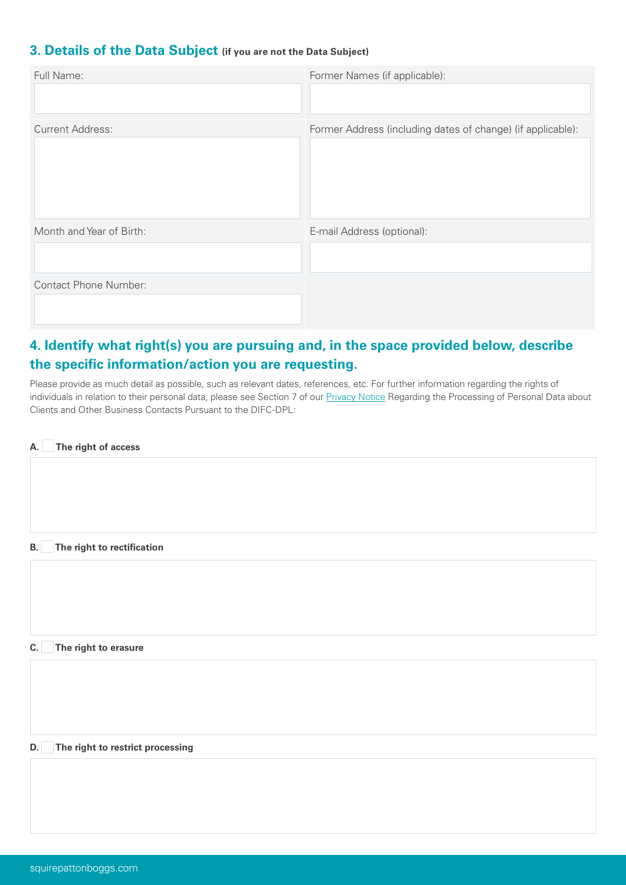## 3. Details of the Data Subject **(if you are not the Data Subject)**

| Full Name: | Former Names (if applicable): |
|---|---|
| | |
| Current Address: | Former Address (including dates of change) (if applicable): |
| | |
| Month and Year of Birth: | E-mail Address (optional): |
| | |
| Contact Phone Number: | |
| | |

## 4. Identify what right(s) you are pursuing and, in the space provided below, describe the specific information/action you are requesting.

Please provide as much detail as possible, such as relevant dates, references, etc. For further information regarding the rights of individuals in relation to their personal data, please see Section 7 of our Privacy Notice Regarding the Processing of Personal Data about Clients and Other Business Contacts Pursuant to the DIFC-DPL:

**A.** ☐ **The right of access**

**B.** ☐ **The right to rectification**

**C.** ☐ **The right to erasure**

**D.** ☐ **The right to restrict processing**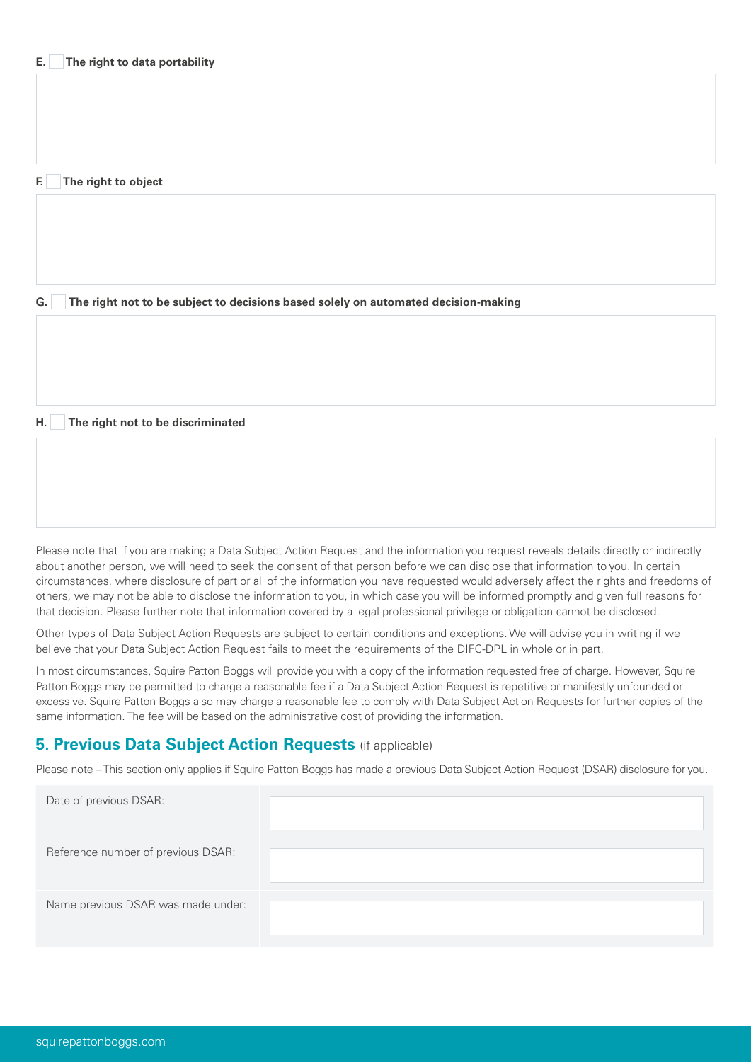**E.** ☐ **The right to data portability**

**F.** ☐ **The right to object**

**G.** ☐ **The right not to be subject to decisions based solely on automated decision-making**

**H.** ☐ **The right not to be discriminated**

Please note that if you are making a Data Subject Action Request and the information you request reveals details directly or indirectly about another person, we will need to seek the consent of that person before we can disclose that information to you. In certain circumstances, where disclosure of part or all of the information you have requested would adversely affect the rights and freedoms of others, we may not be able to disclose the information to you, in which case you will be informed promptly and given full reasons for that decision. Please further note that information covered by a legal professional privilege or obligation cannot be disclosed.

Other types of Data Subject Action Requests are subject to certain conditions and exceptions. We will advise you in writing if we believe that your Data Subject Action Request fails to meet the requirements of the DIFC-DPL in whole or in part.

In most circumstances, Squire Patton Boggs will provide you with a copy of the information requested free of charge. However, Squire Patton Boggs may be permitted to charge a reasonable fee if a Data Subject Action Request is repetitive or manifestly unfounded or excessive. Squire Patton Boggs also may charge a reasonable fee to comply with Data Subject Action Requests for further copies of the same information. The fee will be based on the administrative cost of providing the information.

## 5. Previous Data Subject Action Requests (if applicable)

Please note – This section only applies if Squire Patton Boggs has made a previous Data Subject Action Request (DSAR) disclosure for you.

| | |
|---|---|
| Date of previous DSAR: | |
| Reference number of previous DSAR: | |
| Name previous DSAR was made under: | |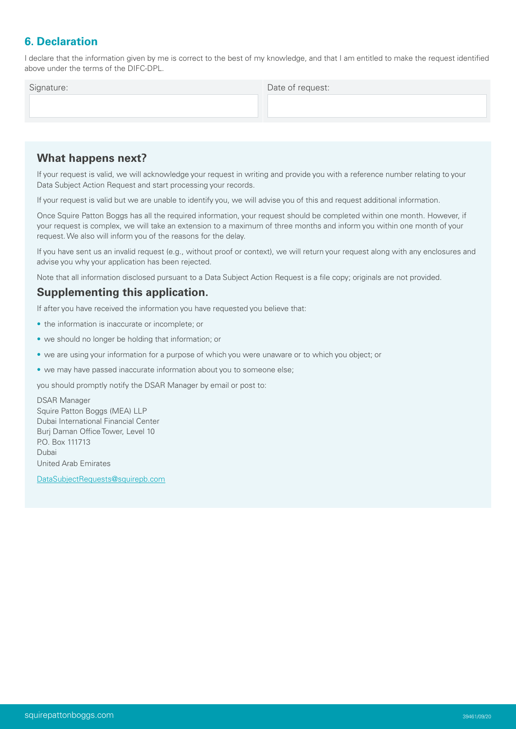## 6. Declaration

I declare that the information given by me is correct to the best of my knowledge, and that I am entitled to make the request identified above under the terms of the DIFC-DPL.

| Signature: | Date of request: |
| --- | --- |
| | |

### What happens next?

If your request is valid, we will acknowledge your request in writing and provide you with a reference number relating to your Data Subject Action Request and start processing your records.

If your request is valid but we are unable to identify you, we will advise you of this and request additional information.

Once Squire Patton Boggs has all the required information, your request should be completed within one month. However, if your request is complex, we will take an extension to a maximum of three months and inform you within one month of your request. We also will inform you of the reasons for the delay.

If you have sent us an invalid request (e.g., without proof or context), we will return your request along with any enclosures and advise you why your application has been rejected.

Note that all information disclosed pursuant to a Data Subject Action Request is a file copy; originals are not provided.

### Supplementing this application.

If after you have received the information you have requested you believe that:

- the information is inaccurate or incomplete; or
- we should no longer be holding that information; or
- we are using your information for a purpose of which you were unaware or to which you object; or
- we may have passed inaccurate information about you to someone else;

you should promptly notify the DSAR Manager by email or post to:

DSAR Manager
Squire Patton Boggs (MEA) LLP
Dubai International Financial Center
Burj Daman Office Tower, Level 10
P.O. Box 111713
Dubai
United Arab Emirates

DataSubjectRequests@squirepb.com

squirepattonboggs.com

39461/09/20